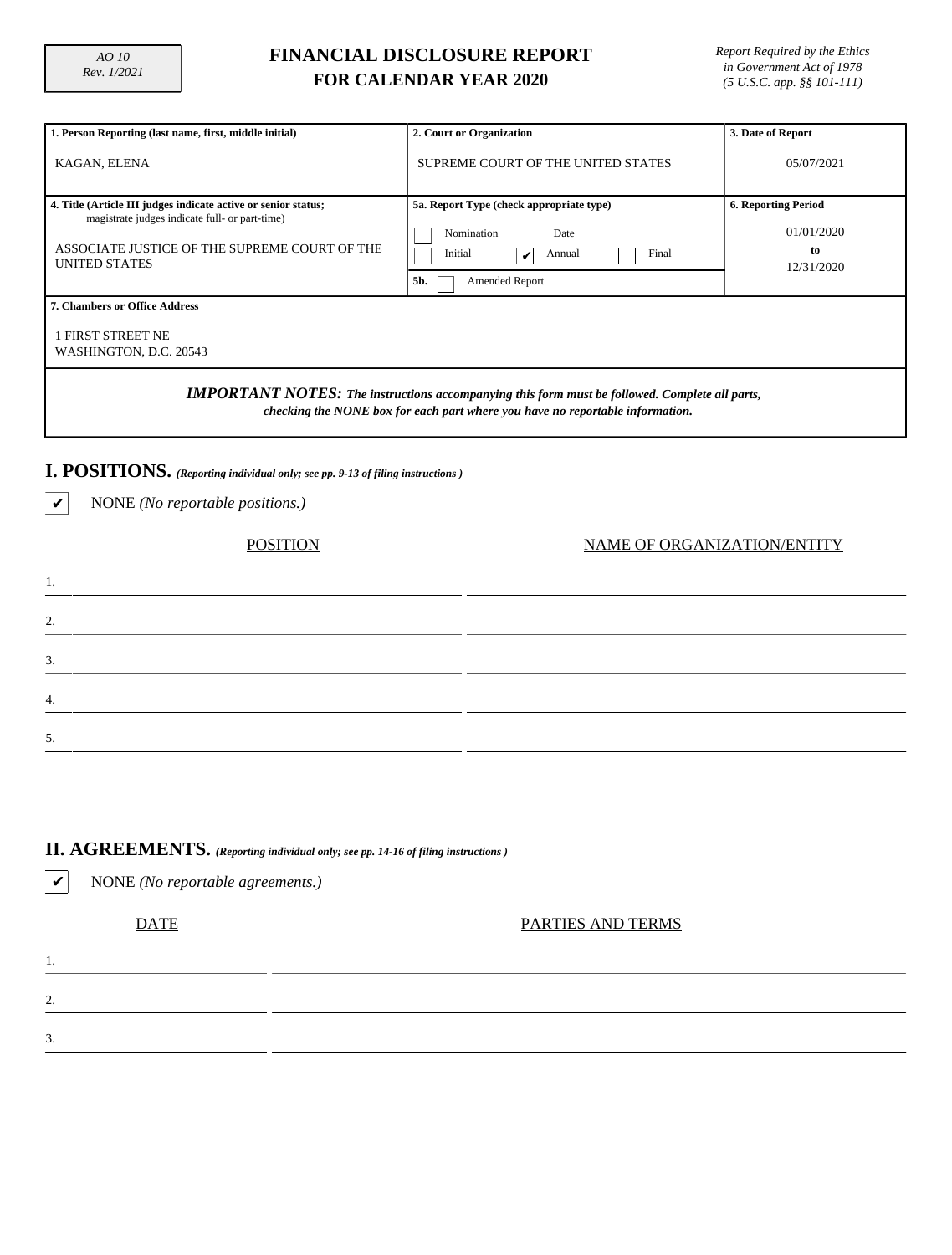AO 10
Rev. 1/2021

# FINANCIAL DISCLOSURE REPORT
## FOR CALENDAR YEAR 2020

*Report Required by the Ethics in Government Act of 1978 (5 U.S.C. app. §§ 101-111)*

| 1. Person Reporting (last name, first, middle initial) | 2. Court or Organization | 3. Date of Report |
|---|---|---|
| KAGAN, ELENA | SUPREME COURT OF THE UNITED STATES | 05/07/2021 |

| 4. Title (Article III judges indicate active or senior status; magistrate judges indicate full- or part-time) | 5a. Report Type (check appropriate type) | 6. Reporting Period |
|---|---|---|
| ASSOCIATE JUSTICE OF THE SUPREME COURT OF THE UNITED STATES | ☐ Nomination Date<br>☐ Initial ☑ Annual ☐ Final<br>5b. ☐ Amended Report | 01/01/2020 to 12/31/2020 |

**7. Chambers or Office Address**

1 FIRST STREET NE
WASHINGTON, D.C. 20543

***IMPORTANT NOTES:*** ***The instructions accompanying this form must be followed. Complete all parts, checking the NONE box for each part where you have no reportable information.***

## I. POSITIONS. *(Reporting individual only; see pp. 9-13 of filing instructions )*

☑ NONE *(No reportable positions.)*

| | POSITION | NAME OF ORGANIZATION/ENTITY |
|---|---|---|
| 1. | | |
| 2. | | |
| 3. | | |
| 4. | | |
| 5. | | |

## II. AGREEMENTS. *(Reporting individual only; see pp. 14-16 of filing instructions )*

☑ NONE *(No reportable agreements.)*

| | DATE | PARTIES AND TERMS |
|---|---|---|
| 1. | | |
| 2. | | |
| 3. | | |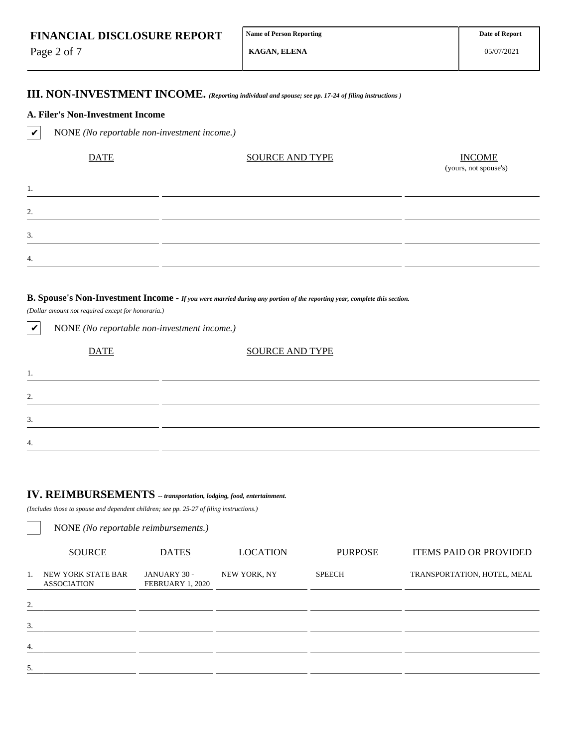**FINANCIAL DISCLOSURE REPORT**

| Name of Person Reporting | Date of Report |
| --- | --- |
| KAGAN, ELENA | 05/07/2021 |

## III. NON-INVESTMENT INCOME. *(Reporting individual and spouse; see pp. 17-24 of filing instructions )*

### A. Filer's Non-Investment Income

✔ NONE *(No reportable non-investment income.)*

| | DATE | SOURCE AND TYPE | INCOME (yours, not spouse's) |
| --- | --- | --- | --- |
| 1. | | | |
| 2. | | | |
| 3. | | | |
| 4. | | | |

### B. Spouse's Non-Investment Income - *If you were married during any portion of the reporting year, complete this section.*

*(Dollar amount not required except for honoraria.)*

✔ NONE *(No reportable non-investment income.)*

| | DATE | SOURCE AND TYPE |
| --- | --- | --- |
| 1. | | |
| 2. | | |
| 3. | | |
| 4. | | |

## IV. REIMBURSEMENTS -- *transportation, lodging, food, entertainment.*

*(Includes those to spouse and dependent children; see pp. 25-27 of filing instructions.)*

☐ NONE *(No reportable reimbursements.)*

| | SOURCE | DATES | LOCATION | PURPOSE | ITEMS PAID OR PROVIDED |
| --- | --- | --- | --- | --- | --- |
| 1. | NEW YORK STATE BAR ASSOCIATION | JANUARY 30 - FEBRUARY 1, 2020 | NEW YORK, NY | SPEECH | TRANSPORTATION, HOTEL, MEAL |
| 2. | | | | | |
| 3. | | | | | |
| 4. | | | | | |
| 5. | | | | | |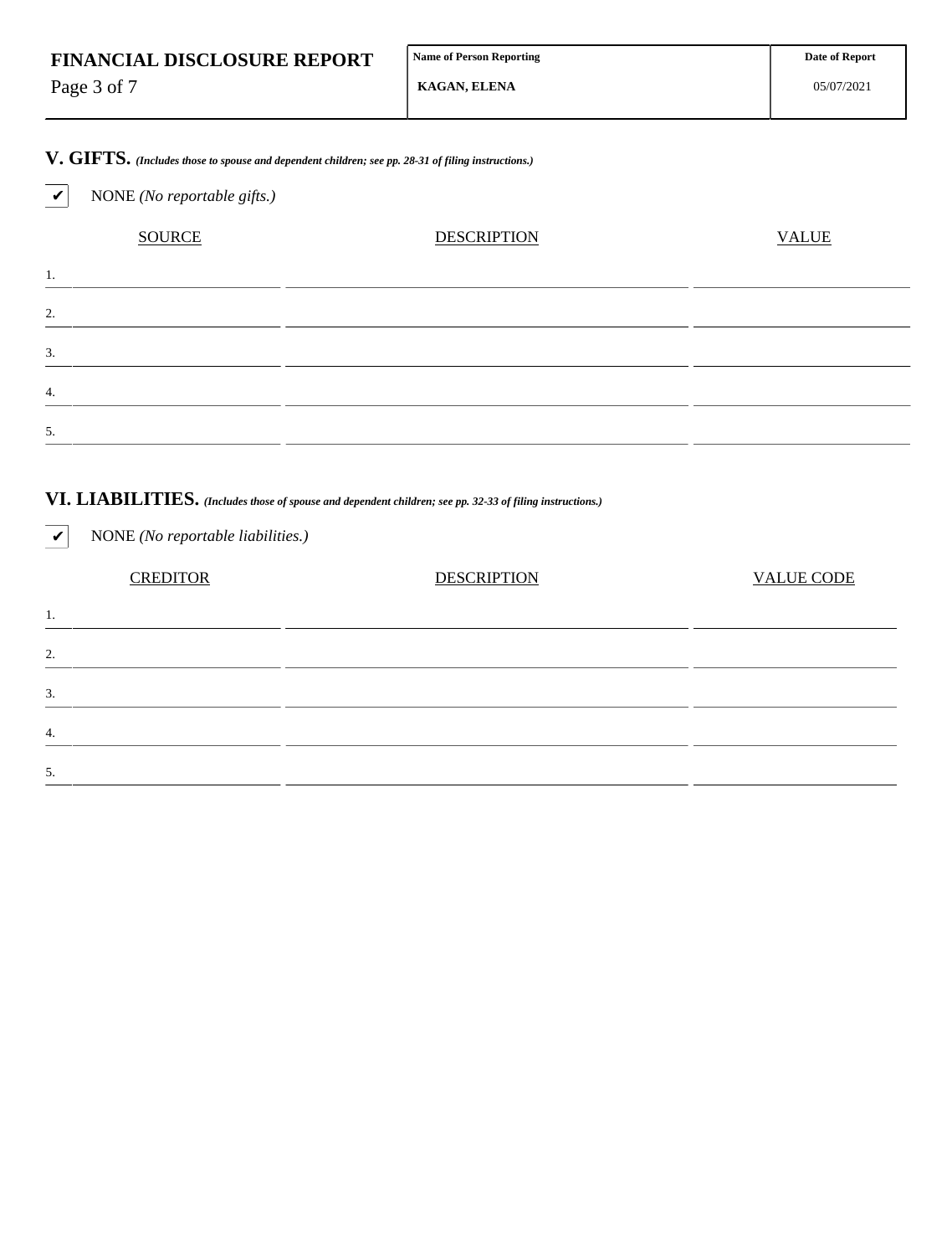# FINANCIAL DISCLOSURE REPORT

| Name of Person Reporting | Date of Report |
|---|---|
| KAGAN, ELENA | 05/07/2021 |

## V. GIFTS. *(Includes those to spouse and dependent children; see pp. 28-31 of filing instructions.)*

✔ NONE *(No reportable gifts.)*

| | SOURCE | DESCRIPTION | VALUE |
|---|---|---|---|
| 1. | | | |
| 2. | | | |
| 3. | | | |
| 4. | | | |
| 5. | | | |

## VI. LIABILITIES. *(Includes those of spouse and dependent children; see pp. 32-33 of filing instructions.)*

✔ NONE *(No reportable liabilities.)*

| | CREDITOR | DESCRIPTION | VALUE CODE |
|---|---|---|---|
| 1. | | | |
| 2. | | | |
| 3. | | | |
| 4. | | | |
| 5. | | | |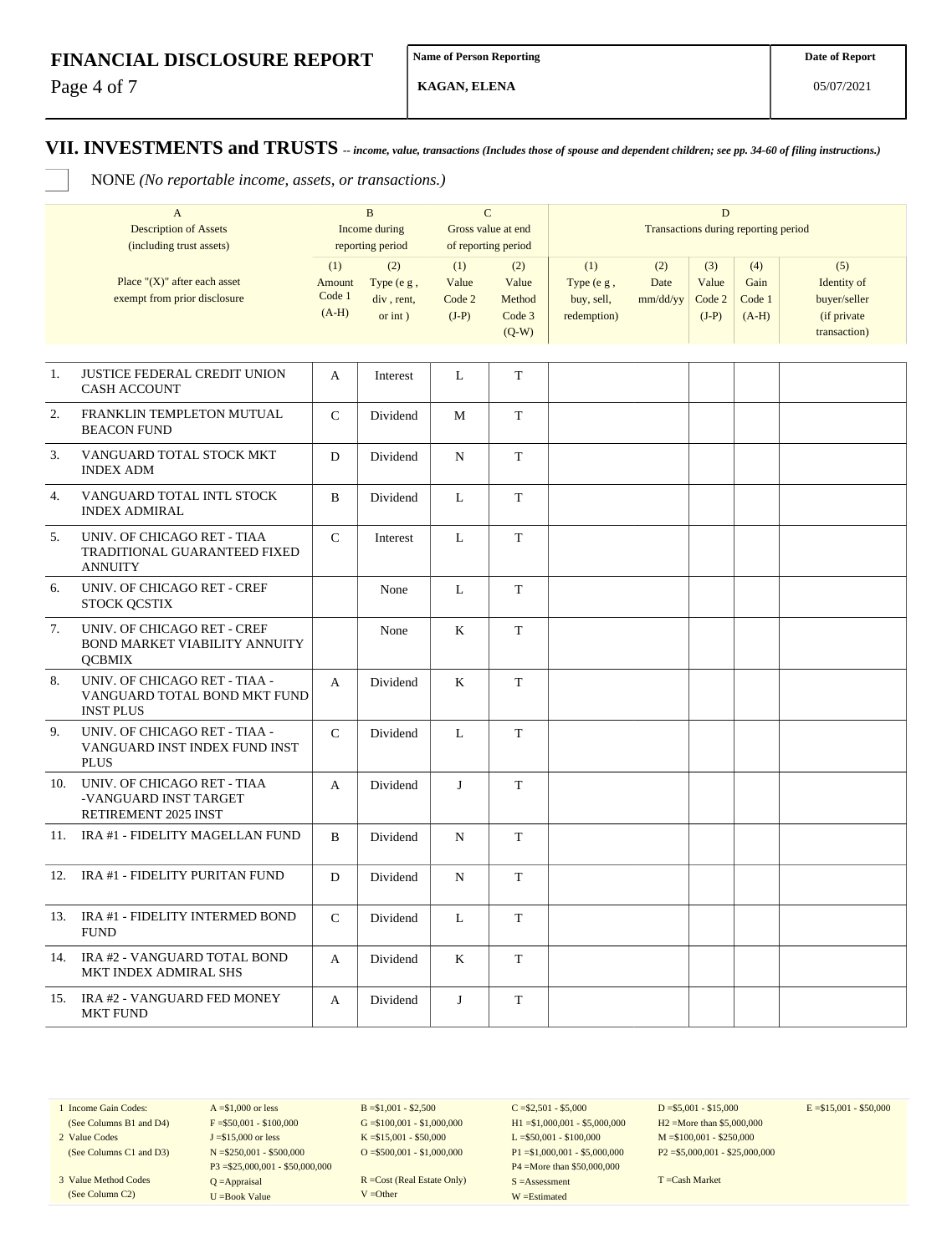# FINANCIAL DISCLOSURE REPORT

| Name of Person Reporting | Date of Report |
|---|---|
| KAGAN, ELENA | 05/07/2021 |

## VII. INVESTMENTS and TRUSTS *-- income, value, transactions (Includes those of spouse and dependent children; see pp. 34-60 of filing instructions.)*

☐ NONE *(No reportable income, assets, or transactions.)*

| | A<br>Description of Assets<br>(including trust assets) | B<br>Income during<br>reporting period | | C<br>Gross value at end<br>of reporting period | | D<br>Transactions during reporting period | | | | |
|---|---|---|---|---|---|---|---|---|---|---|
| | Place "(X)" after each asset exempt from prior disclosure | (1)<br>Amount<br>Code 1<br>(A-H) | (2)<br>Type (e g ,<br>div , rent,<br>or int ) | (1)<br>Value<br>Code 2<br>(J-P) | (2)<br>Value<br>Method<br>Code 3<br>(Q-W) | (1)<br>Type (e g ,<br>buy, sell,<br>redemption) | (2)<br>Date<br>mm/dd/yy | (3)<br>Value<br>Code 2<br>(J-P) | (4)<br>Gain<br>Code 1<br>(A-H) | (5)<br>Identity of<br>buyer/seller<br>(if private<br>transaction) |
| 1. | JUSTICE FEDERAL CREDIT UNION CASH ACCOUNT | A | Interest | L | T | | | | | |
| 2. | FRANKLIN TEMPLETON MUTUAL BEACON FUND | C | Dividend | M | T | | | | | |
| 3. | VANGUARD TOTAL STOCK MKT INDEX ADM | D | Dividend | N | T | | | | | |
| 4. | VANGUARD TOTAL INTL STOCK INDEX ADMIRAL | B | Dividend | L | T | | | | | |
| 5. | UNIV. OF CHICAGO RET - TIAA TRADITIONAL GUARANTEED FIXED ANNUITY | C | Interest | L | T | | | | | |
| 6. | UNIV. OF CHICAGO RET - CREF STOCK QCSTIX | | None | L | T | | | | | |
| 7. | UNIV. OF CHICAGO RET - CREF BOND MARKET VIABILITY ANNUITY QCBMIX | | None | K | T | | | | | |
| 8. | UNIV. OF CHICAGO RET - TIAA - VANGUARD TOTAL BOND MKT FUND INST PLUS | A | Dividend | K | T | | | | | |
| 9. | UNIV. OF CHICAGO RET - TIAA - VANGUARD INST INDEX FUND INST PLUS | C | Dividend | L | T | | | | | |
| 10. | UNIV. OF CHICAGO RET - TIAA -VANGUARD INST TARGET RETIREMENT 2025 INST | A | Dividend | J | T | | | | | |
| 11. | IRA #1 - FIDELITY MAGELLAN FUND | B | Dividend | N | T | | | | | |
| 12. | IRA #1 - FIDELITY PURITAN FUND | D | Dividend | N | T | | | | | |
| 13. | IRA #1 - FIDELITY INTERMED BOND FUND | C | Dividend | L | T | | | | | |
| 14. | IRA #2 - VANGUARD TOTAL BOND MKT INDEX ADMIRAL SHS | A | Dividend | K | T | | | | | |
| 15. | IRA #2 - VANGUARD FED MONEY MKT FUND | A | Dividend | J | T | | | | | |

| | | | | | |
|---|---|---|---|---|---|
| 1 Income Gain Codes:<br>(See Columns B1 and D4) | A =$1,000 or less<br>F =$50,001 - $100,000 | B =$1,001 - $2,500<br>G =$100,001 - $1,000,000 | C =$2,501 - $5,000<br>H1 =$1,000,001 - $5,000,000 | D =$5,001 - $15,000<br>H2 =More than $5,000,000 | E =$15,001 - $50,000 |
| 2 Value Codes<br>(See Columns C1 and D3) | J =$15,000 or less<br>N =$250,001 - $500,000<br>P3 =$25,000,001 - $50,000,000 | K =$15,001 - $50,000<br>O =$500,001 - $1,000,000 | L =$50,001 - $100,000<br>P1 =$1,000,001 - $5,000,000<br>P4 =More than $50,000,000 | M =$100,001 - $250,000<br>P2 =$5,000,001 - $25,000,000 | |
| 3 Value Method Codes<br>(See Column C2) | Q =Appraisal<br>U =Book Value | R =Cost (Real Estate Only)<br>V =Other | S =Assessment<br>W =Estimated | T =Cash Market | |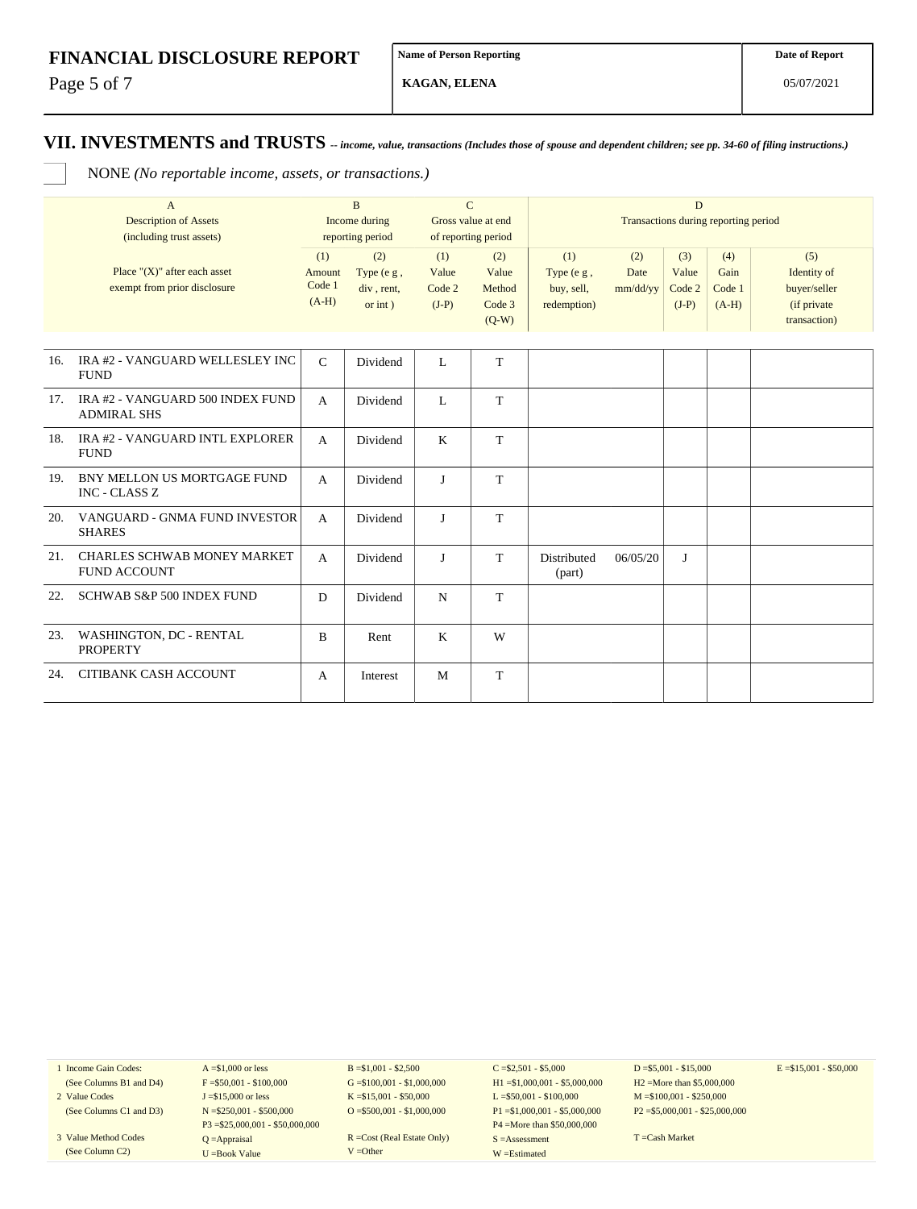**FINANCIAL DISCLOSURE REPORT**

| Name of Person Reporting | Date of Report |
|---|---|
| KAGAN, ELENA | 05/07/2021 |

## VII. INVESTMENTS and TRUSTS *-- income, value, transactions (Includes those of spouse and dependent children; see pp. 34-60 of filing instructions.)*

☐ NONE *(No reportable income, assets, or transactions.)*

| | A<br>Description of Assets<br>(including trust assets) | B<br>Income during<br>reporting period | | C<br>Gross value at end<br>of reporting period | | D<br>Transactions during reporting period | | | | |
|---|---|---|---|---|---|---|---|---|---|---|
| | Place "(X)" after each asset exempt from prior disclosure | (1)<br>Amount<br>Code 1<br>(A-H) | (2)<br>Type (e g ,<br>div , rent,<br>or int ) | (1)<br>Value<br>Code 2<br>(J-P) | (2)<br>Value<br>Method<br>Code 3<br>(Q-W) | (1)<br>Type (e g ,<br>buy, sell,<br>redemption) | (2)<br>Date<br>mm/dd/yy | (3)<br>Value<br>Code 2<br>(J-P) | (4)<br>Gain<br>Code 1<br>(A-H) | (5)<br>Identity of<br>buyer/seller<br>(if private<br>transaction) |
| 16. | IRA #2 - VANGUARD WELLESLEY INC FUND | C | Dividend | L | T | | | | | |
| 17. | IRA #2 - VANGUARD 500 INDEX FUND ADMIRAL SHS | A | Dividend | L | T | | | | | |
| 18. | IRA #2 - VANGUARD INTL EXPLORER FUND | A | Dividend | K | T | | | | | |
| 19. | BNY MELLON US MORTGAGE FUND INC - CLASS Z | A | Dividend | J | T | | | | | |
| 20. | VANGUARD - GNMA FUND INVESTOR SHARES | A | Dividend | J | T | | | | | |
| 21. | CHARLES SCHWAB MONEY MARKET FUND ACCOUNT | A | Dividend | J | T | Distributed (part) | 06/05/20 | J | | |
| 22. | SCHWAB S&P 500 INDEX FUND | D | Dividend | N | T | | | | | |
| 23. | WASHINGTON, DC - RENTAL PROPERTY | B | Rent | K | W | | | | | |
| 24. | CITIBANK CASH ACCOUNT | A | Interest | M | T | | | | | |

| | | | | | |
|---|---|---|---|---|---|
| 1 Income Gain Codes:<br>(See Columns B1 and D4) | A =$1,000 or less<br>F =$50,001 - $100,000 | B =$1,001 - $2,500<br>G =$100,001 - $1,000,000 | C =$2,501 - $5,000<br>H1 =$1,000,001 - $5,000,000 | D =$5,001 - $15,000<br>H2 =More than $5,000,000 | E =$15,001 - $50,000 |
| 2 Value Codes<br>(See Columns C1 and D3) | J =$15,000 or less<br>N =$250,001 - $500,000<br>P3 =$25,000,001 - $50,000,000 | K =$15,001 - $50,000<br>O =$500,001 - $1,000,000 | L =$50,001 - $100,000<br>P1 =$1,000,001 - $5,000,000<br>P4 =More than $50,000,000 | M =$100,001 - $250,000<br>P2 =$5,000,001 - $25,000,000 | |
| 3 Value Method Codes<br>(See Column C2) | Q =Appraisal<br>U =Book Value | R =Cost (Real Estate Only)<br>V =Other | S =Assessment<br>W =Estimated | T =Cash Market | |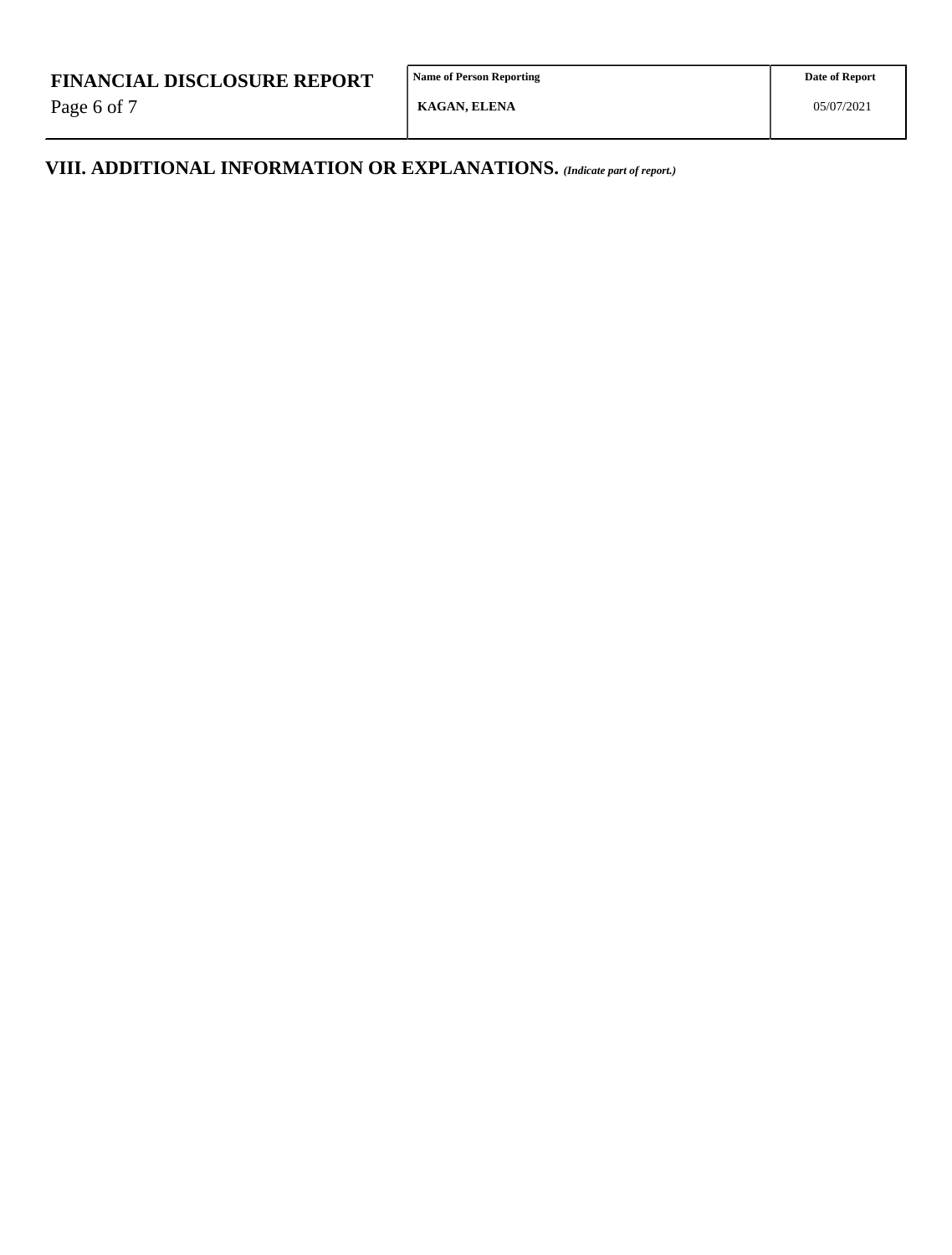# FINANCIAL DISCLOSURE REPORT

| Name of Person Reporting | Date of Report |
| --- | --- |
| KAGAN, ELENA | 05/07/2021 |

## VIII. ADDITIONAL INFORMATION OR EXPLANATIONS. *(Indicate part of report.)*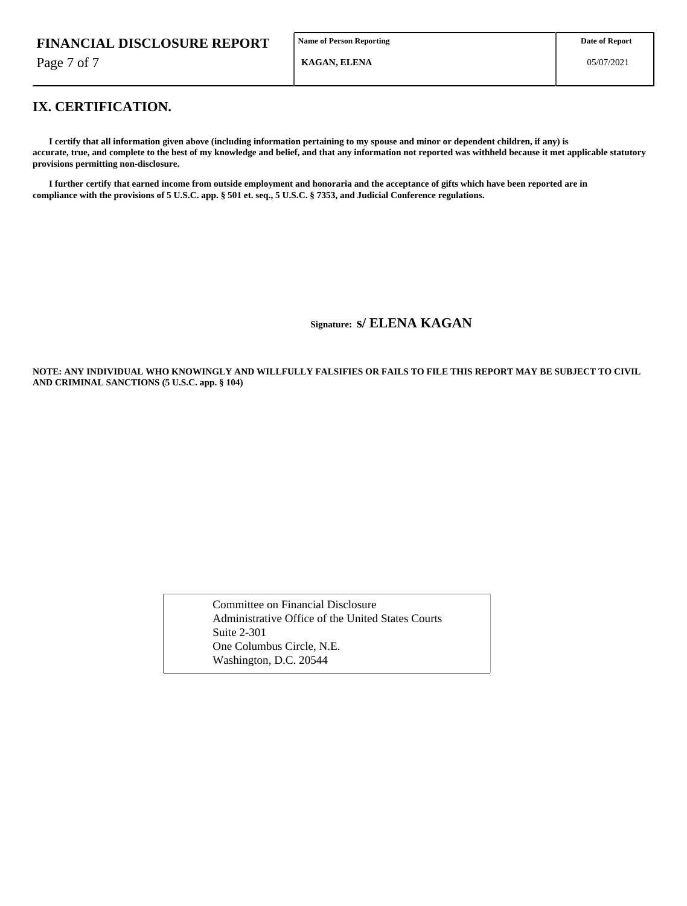## IX. CERTIFICATION.

**I certify that all information given above (including information pertaining to my spouse and minor or dependent children, if any) is accurate, true, and complete to the best of my knowledge and belief, and that any information not reported was withheld because it met applicable statutory provisions permitting non-disclosure.**

**I further certify that earned income from outside employment and honoraria and the acceptance of gifts which have been reported are in compliance with the provisions of 5 U.S.C. app. § 501 et. seq., 5 U.S.C. § 7353, and Judicial Conference regulations.**

**Signature: S/ ELENA KAGAN**

**NOTE: ANY INDIVIDUAL WHO KNOWINGLY AND WILLFULLY FALSIFIES OR FAILS TO FILE THIS REPORT MAY BE SUBJECT TO CIVIL AND CRIMINAL SANCTIONS (5 U.S.C. app. § 104)**

Committee on Financial Disclosure
Administrative Office of the United States Courts
Suite 2-301
One Columbus Circle, N.E.
Washington, D.C. 20544